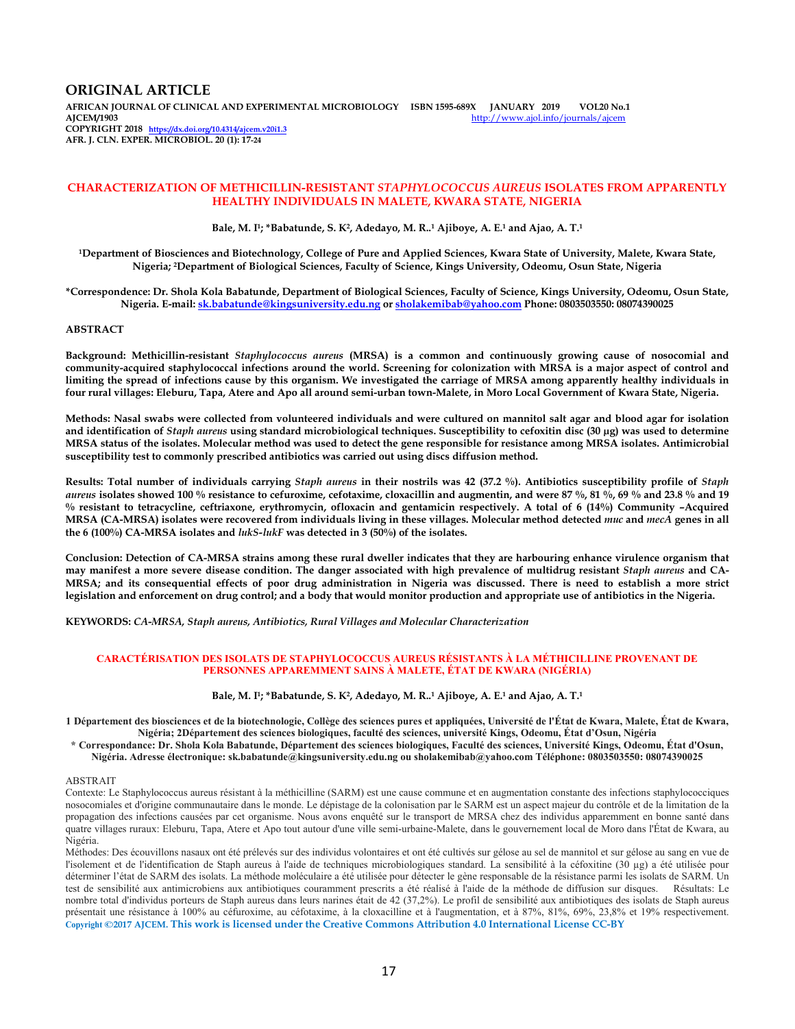# ORIGINAL ARTICLE

**AFRICAN JOURNAL OF CLINICAL AND EXPERIMENTAL MICROBIOLOGY ISBN 1595-689X JANUARY 2019 VOL20 No.1**
**AJCEM/1903** http://www.ajol.info/journals/ajcem
**COPYRIGHT 2018** https://dx.doi.org/10.4314/ajcem.v20i1.3
**AFR. J. CLN. EXPER. MICROBIOL. 20 (1): 17-24**

## CHARACTERIZATION OF METHICILLIN-RESISTANT *STAPHYLOCOCCUS AUREUS* ISOLATES FROM APPARENTLY HEALTHY INDIVIDUALS IN MALETE, KWARA STATE, NIGERIA

**Bale, M. I[1]; \*Babatunde, S. K[2], Adedayo, M. R..[1] Ajiboye, A. E.[1] and Ajao, A. T.[1]**

**[1]Department of Biosciences and Biotechnology, College of Pure and Applied Sciences, Kwara State of University, Malete, Kwara State, Nigeria; [2]Department of Biological Sciences, Faculty of Science, Kings University, Odeomu, Osun State, Nigeria**

**\*Correspondence: Dr. Shola Kola Babatunde, Department of Biological Sciences, Faculty of Science, Kings University, Odeomu, Osun State, Nigeria. E-mail: sk.babatunde@kingsuniversity.edu.ng or sholakemibab@yahoo.com Phone: 0803503550: 08074390025**

### ABSTRACT

**Background: Methicillin-resistant *Staphylococcus aureus* (MRSA) is a common and continuously growing cause of nosocomial and community-acquired staphylococcal infections around the world. Screening for colonization with MRSA is a major aspect of control and limiting the spread of infections cause by this organism. We investigated the carriage of MRSA among apparently healthy individuals in four rural villages: Eleburu, Tapa, Atere and Apo all around semi-urban town-Malete, in Moro Local Government of Kwara State, Nigeria.**

**Methods: Nasal swabs were collected from volunteered individuals and were cultured on mannitol salt agar and blood agar for isolation and identification of *Staph aureus* using standard microbiological techniques. Susceptibility to cefoxitin disc (30 µg) was used to determine MRSA status of the isolates. Molecular method was used to detect the gene responsible for resistance among MRSA isolates. Antimicrobial susceptibility test to commonly prescribed antibiotics was carried out using discs diffusion method.**

**Results: Total number of individuals carrying *Staph aureus* in their nostrils was 42 (37.2 %). Antibiotics susceptibility profile of *Staph aureus* isolates showed 100 % resistance to cefuroxime, cefotaxime, cloxacillin and augmentin, and were 87 %, 81 %, 69 % and 23.8 % and 19 % resistant to tetracycline, ceftriaxone, erythromycin, ofloxacin and gentamicin respectively. A total of 6 (14%) Community –Acquired MRSA (CA-MRSA) isolates were recovered from individuals living in these villages. Molecular method detected *muc* and *mecA* genes in all the 6 (100%) CA-MRSA isolates and *lukS-lukF* was detected in 3 (50%) of the isolates.**

**Conclusion: Detection of CA-MRSA strains among these rural dweller indicates that they are harbouring enhance virulence organism that may manifest a more severe disease condition. The danger associated with high prevalence of multidrug resistant *Staph aureus* and CA-MRSA; and its consequential effects of poor drug administration in Nigeria was discussed. There is need to establish a more strict legislation and enforcement on drug control; and a body that would monitor production and appropriate use of antibiotics in the Nigeria.**

**KEYWORDS:** *CA-MRSA, Staph aureus, Antibiotics, Rural Villages and Molecular Characterization*

## CARACTÉRISATION DES ISOLATS DE STAPHYLOCOCCUS AUREUS RÉSISTANTS À LA MÉTHICILLINE PROVENANT DE PERSONNES APPAREMMENT SAINS À MALETE, ÉTAT DE KWARA (NIGÉRIA)

**Bale, M. I[1]; \*Babatunde, S. K[2], Adedayo, M. R..[1] Ajiboye, A. E.[1] and Ajao, A. T.[1]**

**1 Département des biosciences et de la biotechnologie, Collège des sciences pures et appliquées, Université de l'État de Kwara, Malete, État de Kwara, Nigéria; 2Département des sciences biologiques, faculté des sciences, université Kings, Odeomu, État d'Osun, Nigéria**
**\* Correspondance: Dr. Shola Kola Babatunde, Département des sciences biologiques, Faculté des sciences, Université Kings, Odeomu, État d'Osun, Nigéria. Adresse électronique: sk.babatunde@kingsuniversity.edu.ng ou sholakemibab@yahoo.com Téléphone: 0803503550: 08074390025**

### ABSTRAIT

Contexte: Le Staphylococcus aureus résistant à la méthicilline (SARM) est une cause commune et en augmentation constante des infections staphylococciques nosocomiales et d'origine communautaire dans le monde. Le dépistage de la colonisation par le SARM est un aspect majeur du contrôle et de la limitation de la propagation des infections causées par cet organisme. Nous avons enquêté sur le transport de MRSA chez des individus apparemment en bonne santé dans quatre villages ruraux: Eleburu, Tapa, Atere et Apo tout autour d'une ville semi-urbaine-Malete, dans le gouvernement local de Moro dans l'État de Kwara, au Nigéria.

Méthodes: Des écouvillons nasaux ont été prélevés sur des individus volontaires et ont été cultivés sur gélose au sel de mannitol et sur gélose au sang en vue de l'isolement et de l'identification de Staph aureus à l'aide de techniques microbiologiques standard. La sensibilité à la céfoxitine (30 µg) a été utilisée pour déterminer l'état de SARM des isolats. La méthode moléculaire a été utilisée pour détecter le gène responsable de la résistance parmi les isolats de SARM. Un test de sensibilité aux antimicrobiens aux antibiotiques couramment prescrits a été réalisé à l'aide de la méthode de diffusion sur disques. Résultats: Le nombre total d'individus porteurs de Staph aureus dans leurs narines était de 42 (37,2%). Le profil de sensibilité aux antibiotiques des isolats de Staph aureus présentait une résistance à 100% au céfuroxime, au céfotaxime, à la cloxacilline et à l'augmentation, et à 87%, 81%, 69%, 23,8% et 19% respectivement.

**Copyright ©2017 AJCEM. This work is licensed under the Creative Commons Attribution 4.0 International License CC-BY**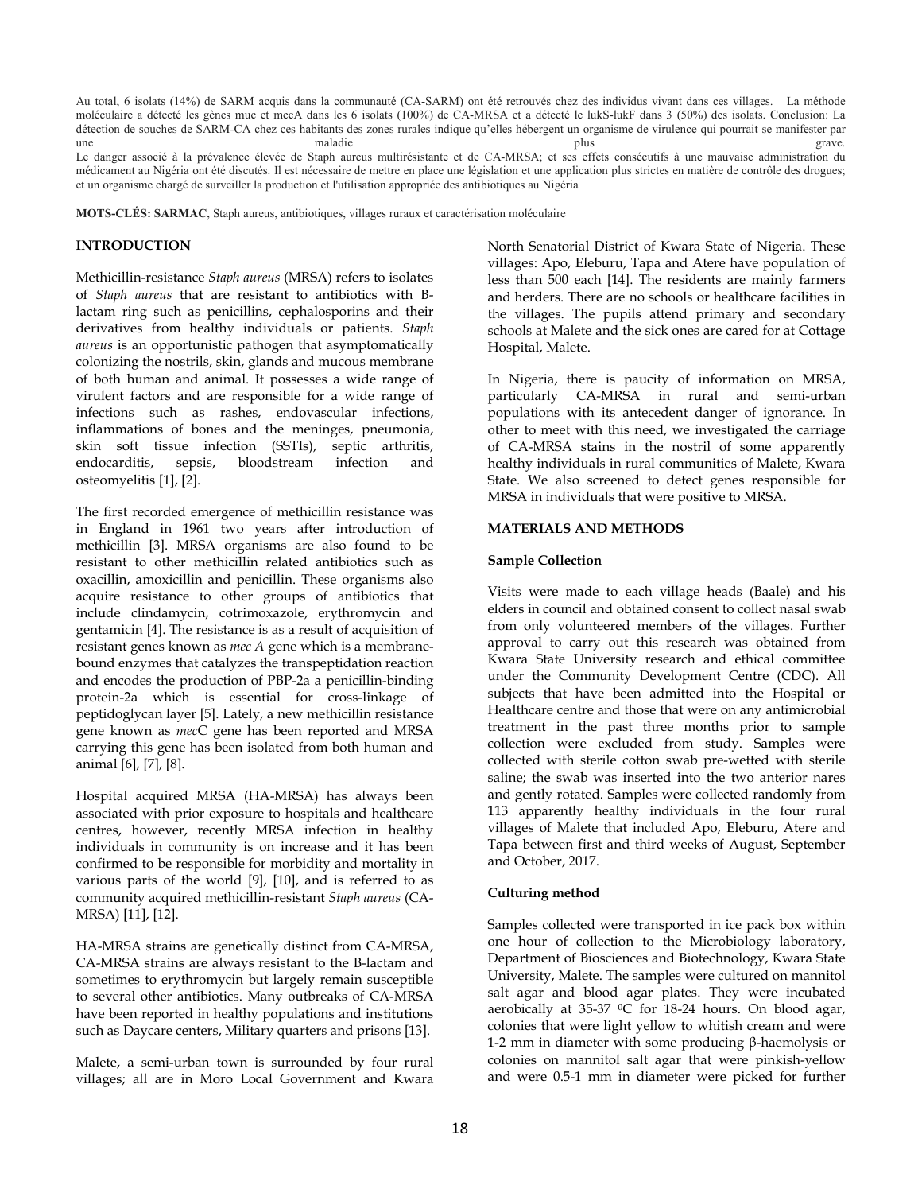Au total, 6 isolats (14%) de SARM acquis dans la communauté (CA-SARM) ont été retrouvés chez des individus vivant dans ces villages. La méthode moléculaire a détecté les gènes muc et mecA dans les 6 isolats (100%) de CA-MRSA et a détecté le lukS-lukF dans 3 (50%) des isolats. Conclusion: La détection de souches de SARM-CA chez ces habitants des zones rurales indique qu'elles hébergent un organisme de virulence qui pourrait se manifester par une maladie plus grave.
Le danger associé à la prévalence élevée de Staph aureus multirésistante et de CA-MRSA; et ses effets consécutifs à une mauvaise administration du médicament au Nigéria ont été discutés. Il est nécessaire de mettre en place une législation et une application plus strictes en matière de contrôle des drogues; et un organisme chargé de surveiller la production et l'utilisation appropriée des antibiotiques au Nigéria

**MOTS-CLÉS: SARMAC**, Staph aureus, antibiotiques, villages ruraux et caractérisation moléculaire

## INTRODUCTION

Methicillin-resistance *Staph aureus* (MRSA) refers to isolates of *Staph aureus* that are resistant to antibiotics with B-lactam ring such as penicillins, cephalosporins and their derivatives from healthy individuals or patients. *Staph aureus* is an opportunistic pathogen that asymptomatically colonizing the nostrils, skin, glands and mucous membrane of both human and animal. It possesses a wide range of virulent factors and are responsible for a wide range of infections such as rashes, endovascular infections, inflammations of bones and the meninges, pneumonia, skin soft tissue infection (SSTIs), septic arthritis, endocarditis, sepsis, bloodstream infection and osteomyelitis [1], [2].

The first recorded emergence of methicillin resistance was in England in 1961 two years after introduction of methicillin [3]. MRSA organisms are also found to be resistant to other methicillin related antibiotics such as oxacillin, amoxicillin and penicillin. These organisms also acquire resistance to other groups of antibiotics that include clindamycin, cotrimoxazole, erythromycin and gentamicin [4]. The resistance is as a result of acquisition of resistant genes known as *mec A* gene which is a membrane-bound enzymes that catalyzes the transpeptidation reaction and encodes the production of PBP-2a a penicillin-binding protein-2a which is essential for cross-linkage of peptidoglycan layer [5]. Lately, a new methicillin resistance gene known as *mec*C gene has been reported and MRSA carrying this gene has been isolated from both human and animal [6], [7], [8].

Hospital acquired MRSA (HA-MRSA) has always been associated with prior exposure to hospitals and healthcare centres, however, recently MRSA infection in healthy individuals in community is on increase and it has been confirmed to be responsible for morbidity and mortality in various parts of the world [9], [10], and is referred to as community acquired methicillin-resistant *Staph aureus* (CA-MRSA) [11], [12].

HA-MRSA strains are genetically distinct from CA-MRSA, CA-MRSA strains are always resistant to the B-lactam and sometimes to erythromycin but largely remain susceptible to several other antibiotics. Many outbreaks of CA-MRSA have been reported in healthy populations and institutions such as Daycare centers, Military quarters and prisons [13].

Malete, a semi-urban town is surrounded by four rural villages; all are in Moro Local Government and Kwara North Senatorial District of Kwara State of Nigeria. These villages: Apo, Eleburu, Tapa and Atere have population of less than 500 each [14]. The residents are mainly farmers and herders. There are no schools or healthcare facilities in the villages. The pupils attend primary and secondary schools at Malete and the sick ones are cared for at Cottage Hospital, Malete.

In Nigeria, there is paucity of information on MRSA, particularly CA-MRSA in rural and semi-urban populations with its antecedent danger of ignorance. In other to meet with this need, we investigated the carriage of CA-MRSA stains in the nostril of some apparently healthy individuals in rural communities of Malete, Kwara State. We also screened to detect genes responsible for MRSA in individuals that were positive to MRSA.

## MATERIALS AND METHODS

### Sample Collection

Visits were made to each village heads (Baale) and his elders in council and obtained consent to collect nasal swab from only volunteered members of the villages. Further approval to carry out this research was obtained from Kwara State University research and ethical committee under the Community Development Centre (CDC). All subjects that have been admitted into the Hospital or Healthcare centre and those that were on any antimicrobial treatment in the past three months prior to sample collection were excluded from study. Samples were collected with sterile cotton swab pre-wetted with sterile saline; the swab was inserted into the two anterior nares and gently rotated. Samples were collected randomly from 113 apparently healthy individuals in the four rural villages of Malete that included Apo, Eleburu, Atere and Tapa between first and third weeks of August, September and October, 2017.

### Culturing method

Samples collected were transported in ice pack box within one hour of collection to the Microbiology laboratory, Department of Biosciences and Biotechnology, Kwara State University, Malete. The samples were cultured on mannitol salt agar and blood agar plates. They were incubated aerobically at 35-37 $^0$C for 18-24 hours. On blood agar, colonies that were light yellow to whitish cream and were 1-2 mm in diameter with some producing β-haemolysis or colonies on mannitol salt agar that were pinkish-yellow and were 0.5-1 mm in diameter were picked for further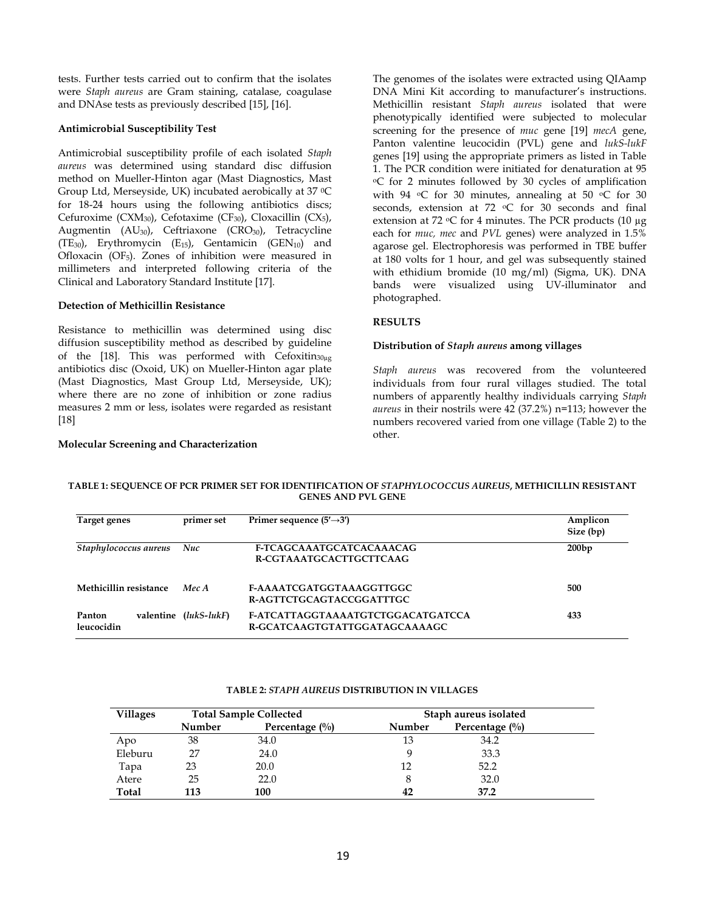tests. Further tests carried out to confirm that the isolates were *Staph aureus* are Gram staining, catalase, coagulase and DNAse tests as previously described [15], [16].

**Antimicrobial Susceptibility Test**

Antimicrobial susceptibility profile of each isolated *Staph aureus* was determined using standard disc diffusion method on Mueller-Hinton agar (Mast Diagnostics, Mast Group Ltd, Merseyside, UK) incubated aerobically at 37 $^0$C for 18-24 hours using the following antibiotics discs; Cefuroxime ($CXM_{30}$), Cefotaxime ($CF_{30}$), Cloxacillin ($CX_5$), Augmentin ($AU_{30}$), Ceftriaxone ($CRO_{30}$), Tetracycline ($TE_{30}$), Erythromycin ($E_{15}$), Gentamicin ($GEN_{10}$) and Ofloxacin ($OF_5$). Zones of inhibition were measured in millimeters and interpreted following criteria of the Clinical and Laboratory Standard Institute [17].

**Detection of Methicillin Resistance**

Resistance to methicillin was determined using disc diffusion susceptibility method as described by guideline of the [18]. This was performed with $Cefoxitin_{30\mu g}$ antibiotics disc (Oxoid, UK) on Mueller-Hinton agar plate (Mast Diagnostics, Mast Group Ltd, Merseyside, UK); where there are no zone of inhibition or zone radius measures 2 mm or less, isolates were regarded as resistant [18]

**Molecular Screening and Characterization**

The genomes of the isolates were extracted using QIAamp DNA Mini Kit according to manufacturer's instructions. Methicillin resistant *Staph aureus* isolated that were phenotypically identified were subjected to molecular screening for the presence of *muc* gene [19] *mecA* gene, Panton valentine leucocidin (PVL) gene and *lukS-lukF* genes [19] using the appropriate primers as listed in Table 1. The PCR condition were initiated for denaturation at 95 $^o$C for 2 minutes followed by 30 cycles of amplification with 94 $^o$C for 30 minutes, annealing at 50 $^o$C for 30 seconds, extension at 72 $^o$C for 30 seconds and final extension at 72 $^o$C for 4 minutes. The PCR products (10 µg each for *muc, mec* and *PVL* genes) were analyzed in 1.5% agarose gel. Electrophoresis was performed in TBE buffer at 180 volts for 1 hour, and gel was subsequently stained with ethidium bromide (10 mg/ml) (Sigma, UK). DNA bands were visualized using UV-illuminator and photographed.

## RESULTS

**Distribution of *Staph aureus* among villages**

*Staph aureus* was recovered from the volunteered individuals from four rural villages studied. The total numbers of apparently healthy individuals carrying *Staph aureus* in their nostrils were 42 (37.2%) n=113; however the numbers recovered varied from one village (Table 2) to the other.

**TABLE 1: SEQUENCE OF PCR PRIMER SET FOR IDENTIFICATION OF *STAPHYLOCOCCUS AUREUS*, METHICILLIN RESISTANT GENES AND PVL GENE**

| Target genes | primer set | Primer sequence (5′→3′) | Amplicon Size (bp) |
|---|---|---|---|
| *Staphylococcus aureus* | *Nuc* | F-TCAGCAAATGCATCACAAACAG<br>R-CGTAAATGCACTTGCTTCAAG | 200bp |
| Methicillin resistance | *Mec A* | F-AAAATCGATGGTAAAGGTTGGC<br>R-AGTTCTGCAGTACCGGATTTGC | 500 |
| Panton valentine leucocidin | (*lukS-lukF*) | F-ATCATTAGGTAAAATGTCTGGACATGATCCA<br>R-GCATCAAGTGTATTGGATAGCAAAAGC | 433 |

**TABLE 2: *STAPH AUREUS* DISTRIBUTION IN VILLAGES**

| Villages | Total Sample Collected | | Staph aureus isolated | |
|---|---|---|---|---|
| | Number | Percentage (%) | Number | Percentage (%) |
| Apo | 38 | 34.0 | 13 | 34.2 |
| Eleburu | 27 | 24.0 | 9 | 33.3 |
| Tapa | 23 | 20.0 | 12 | 52.2 |
| Atere | 25 | 22.0 | 8 | 32.0 |
| **Total** | **113** | **100** | **42** | **37.2** |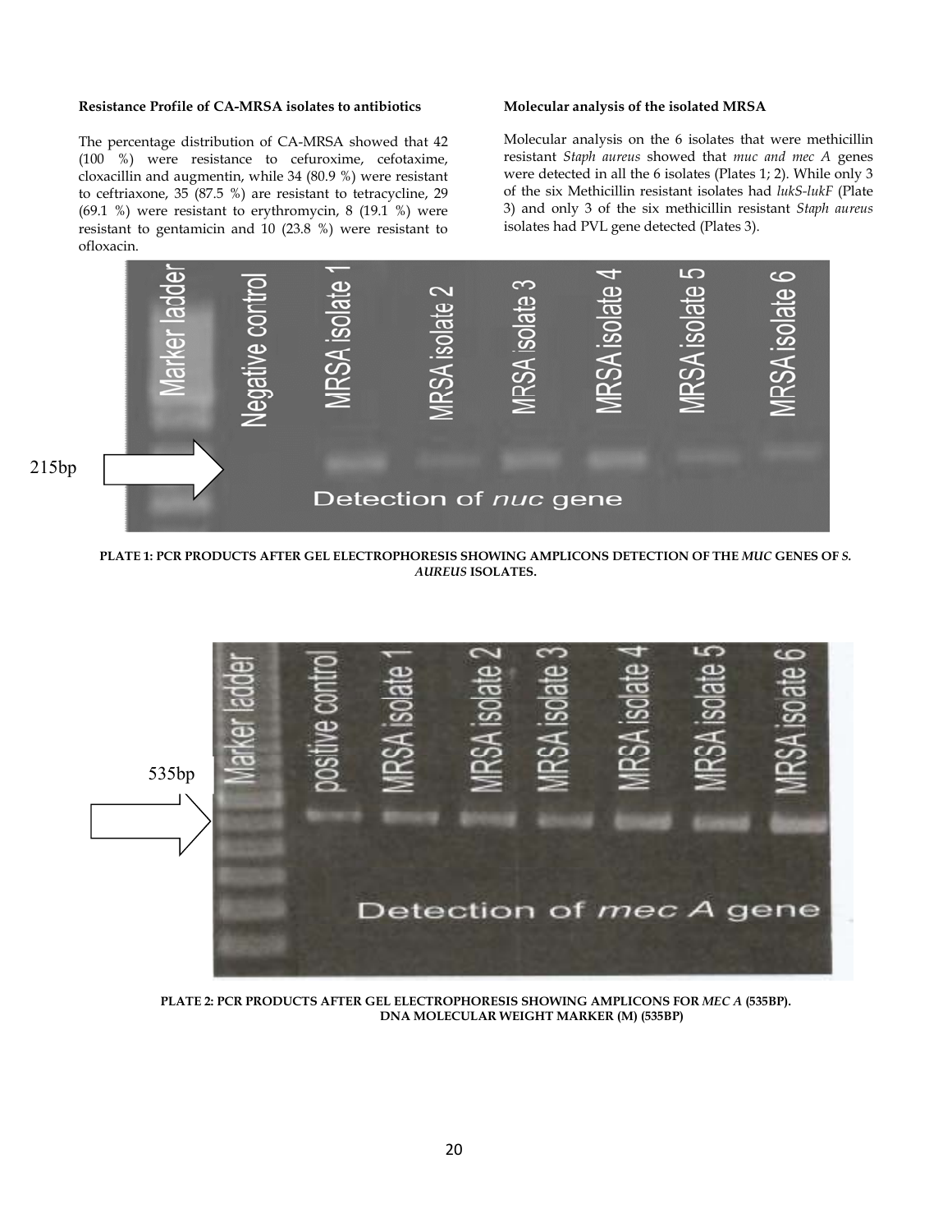**Resistance Profile of CA-MRSA isolates to antibiotics**

The percentage distribution of CA-MRSA showed that 42 (100 %) were resistance to cefuroxime, cefotaxime, cloxacillin and augmentin, while 34 (80.9 %) were resistant to ceftriaxone, 35 (87.5 %) are resistant to tetracycline, 29 (69.1 %) were resistant to erythromycin, 8 (19.1 %) were resistant to gentamicin and 10 (23.8 %) were resistant to ofloxacin.

**Molecular analysis of the isolated MRSA**

Molecular analysis on the 6 isolates that were methicillin resistant *Staph aureus* showed that *muc and mec A* genes were detected in all the 6 isolates (Plates 1; 2). While only 3 of the six Methicillin resistant isolates had *lukS-lukF* (Plate 3) and only 3 of the six methicillin resistant *Staph aureus* isolates had PVL gene detected (Plates 3).

215bp

Marker ladder | Negative control | MRSA isolate 1 | MRSA isolate 2 | MRSA isolate 3 | MRSA isolate 4 | MRSA isolate 5 | MRSA isolate 6

Detection of *nuc* gene

**PLATE 1: PCR PRODUCTS AFTER GEL ELECTROPHORESIS SHOWING AMPLICONS DETECTION OF THE *MUC* GENES OF *S. AUREUS* ISOLATES.**

535bp

Marker ladder | positive control | MRSA isolate 1 | MRSA isolate 2 | MRSA isolate 3 | MRSA isolate 4 | MRSA isolate 5 | MRSA isolate 6

Detection of *mec A* gene

**PLATE 2: PCR PRODUCTS AFTER GEL ELECTROPHORESIS SHOWING AMPLICONS FOR *MEC A* (535BP). DNA MOLECULAR WEIGHT MARKER (M) (535BP)**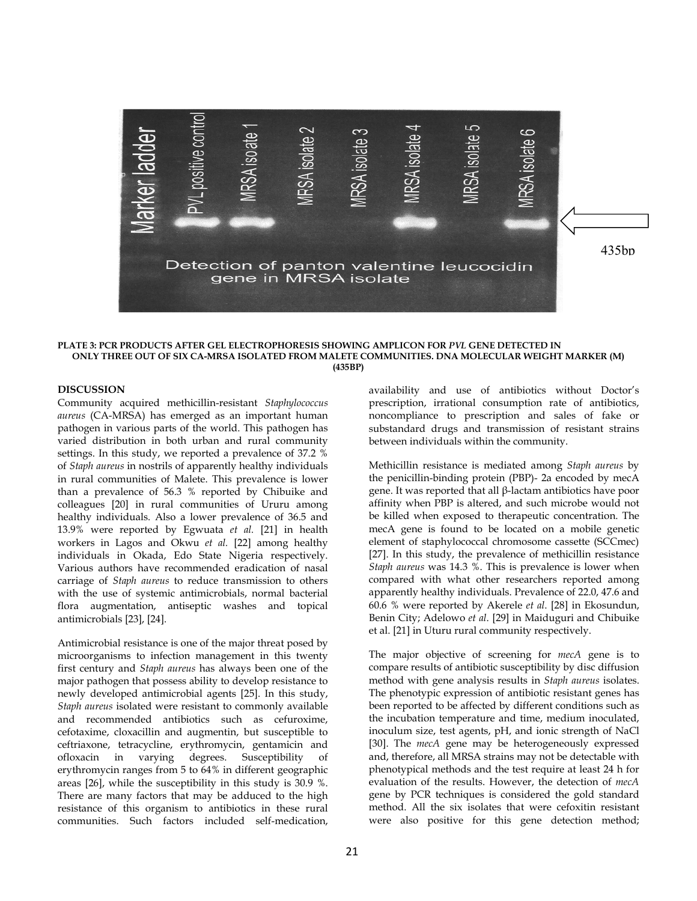**PLATE 3: PCR PRODUCTS AFTER GEL ELECTROPHORESIS SHOWING AMPLICON FOR *PVL* GENE DETECTED IN ONLY THREE OUT OF SIX CA-MRSA ISOLATED FROM MALETE COMMUNITIES. DNA MOLECULAR WEIGHT MARKER (M) (435BP)**

## DISCUSSION

Community acquired methicillin-resistant *Staphylococcus aureus* (CA-MRSA) has emerged as an important human pathogen in various parts of the world. This pathogen has varied distribution in both urban and rural community settings. In this study, we reported a prevalence of 37.2 % of *Staph aureus* in nostrils of apparently healthy individuals in rural communities of Malete. This prevalence is lower than a prevalence of 56.3 % reported by Chibuike and colleagues [20] in rural communities of Ururu among healthy individuals. Also a lower prevalence of 36.5 and 13.9% were reported by Egwuata *et al.* [21] in health workers in Lagos and Okwu *et al.* [22] among healthy individuals in Okada, Edo State Nigeria respectively. Various authors have recommended eradication of nasal carriage of *Staph aureus* to reduce transmission to others with the use of systemic antimicrobials, normal bacterial flora augmentation, antiseptic washes and topical antimicrobials [23], [24].

Antimicrobial resistance is one of the major threat posed by microorganisms to infection management in this twenty first century and *Staph aureus* has always been one of the major pathogen that possess ability to develop resistance to newly developed antimicrobial agents [25]. In this study, *Staph aureus* isolated were resistant to commonly available and recommended antibiotics such as cefuroxime, cefotaxime, cloxacillin and augmentin, but susceptible to ceftriaxone, tetracycline, erythromycin, gentamicin and ofloxacin in varying degrees. Susceptibility of erythromycin ranges from 5 to 64% in different geographic areas [26], while the susceptibility in this study is 30.9 %. There are many factors that may be adduced to the high resistance of this organism to antibiotics in these rural communities. Such factors included self-medication, availability and use of antibiotics without Doctor's prescription, irrational consumption rate of antibiotics, noncompliance to prescription and sales of fake or substandard drugs and transmission of resistant strains between individuals within the community.

Methicillin resistance is mediated among *Staph aureus* by the penicillin-binding protein (PBP)- 2a encoded by mecA gene. It was reported that all β-lactam antibiotics have poor affinity when PBP is altered, and such microbe would not be killed when exposed to therapeutic concentration. The mecA gene is found to be located on a mobile genetic element of staphylococcal chromosome cassette (SCCmec) [27]. In this study, the prevalence of methicillin resistance *Staph aureus* was 14.3 %. This is prevalence is lower when compared with what other researchers reported among apparently healthy individuals. Prevalence of 22.0, 47.6 and 60.6 % were reported by Akerele *et al.* [28] in Ekosundun, Benin City; Adelowo *et al.* [29] in Maiduguri and Chibuike et al. [21] in Uturu rural community respectively.

The major objective of screening for *mecA* gene is to compare results of antibiotic susceptibility by disc diffusion method with gene analysis results in *Staph aureus* isolates. The phenotypic expression of antibiotic resistant genes has been reported to be affected by different conditions such as the incubation temperature and time, medium inoculated, inoculum size, test agents, pH, and ionic strength of NaCl [30]. The *mecA* gene may be heterogeneously expressed and, therefore, all MRSA strains may not be detectable with phenotypical methods and the test require at least 24 h for evaluation of the results. However, the detection of *mecA* gene by PCR techniques is considered the gold standard method. All the six isolates that were cefoxitin resistant were also positive for this gene detection method;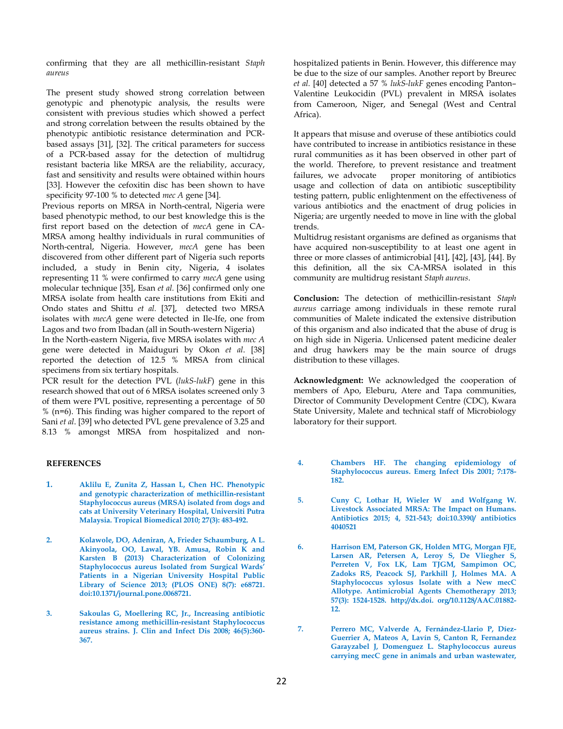confirming that they are all methicillin-resistant *Staph aureus*

The present study showed strong correlation between genotypic and phenotypic analysis, the results were consistent with previous studies which showed a perfect and strong correlation between the results obtained by the phenotypic antibiotic resistance determination and PCR-based assays [31], [32]. The critical parameters for success of a PCR-based assay for the detection of multidrug resistant bacteria like MRSA are the reliability, accuracy, fast and sensitivity and results were obtained within hours [33]. However the cefoxitin disc has been shown to have specificity 97-100 % to detected *mec A* gene [34].

Previous reports on MRSA in North-central, Nigeria were based phenotypic method, to our best knowledge this is the first report based on the detection of *mecA* gene in CA-MRSA among healthy individuals in rural communities of North-central, Nigeria. However, *mecA* gene has been discovered from other different part of Nigeria such reports included, a study in Benin city, Nigeria, 4 isolates representing 11 % were confirmed to carry *mecA* gene using molecular technique [35], Esan *et al.* [36] confirmed only one MRSA isolate from health care institutions from Ekiti and Ondo states and Shittu *et al.* [37], detected two MRSA isolates with *mecA* gene were detected in Ile-Ife, one from Lagos and two from Ibadan (all in South-western Nigeria)

In the North-eastern Nigeria, five MRSA isolates with *mec A* gene were detected in Maiduguri by Okon *et al*. [38] reported the detection of 12.5 % MRSA from clinical specimens from six tertiary hospitals.

PCR result for the detection PVL (*lukS-lukF*) gene in this research showed that out of 6 MRSA isolates screened only 3 of them were PVL positive, representing a percentage of 50 % (n=6). This finding was higher compared to the report of Sani *et al*. [39] who detected PVL gene prevalence of 3.25 and 8.13 % amongst MRSA from hospitalized and non-hospitalized patients in Benin. However, this difference may be due to the size of our samples. Another report by Breurec *et al.* [40] detected a 57 % *lukS-lukF* genes encoding Panton–Valentine Leukocidin (PVL) prevalent in MRSA isolates from Cameroon, Niger, and Senegal (West and Central Africa).

It appears that misuse and overuse of these antibiotics could have contributed to increase in antibiotics resistance in these rural communities as it has been observed in other part of the world. Therefore, to prevent resistance and treatment failures, we advocate proper monitoring of antibiotics usage and collection of data on antibiotic susceptibility testing pattern, public enlightenment on the effectiveness of various antibiotics and the enactment of drug policies in Nigeria; are urgently needed to move in line with the global trends.

Multidrug resistant organisms are defined as organisms that have acquired non-susceptibility to at least one agent in three or more classes of antimicrobial [41], [42], [43], [44]. By this definition, all the six CA-MRSA isolated in this community are multidrug resistant *Staph aureus*.

**Conclusion:** The detection of methicillin-resistant *Staph aureus* carriage among individuals in these remote rural communities of Malete indicated the extensive distribution of this organism and also indicated that the abuse of drug is on high side in Nigeria. Unlicensed patent medicine dealer and drug hawkers may be the main source of drugs distribution to these villages.

**Acknowledgment:** We acknowledged the cooperation of members of Apo, Eleburu, Atere and Tapa communities, Director of Community Development Centre (CDC), Kwara State University, Malete and technical staff of Microbiology laboratory for their support.

## REFERENCES

1. Aklilu E, Zunita Z, Hassan L, Chen HC. Phenotypic and genotypic characterization of methicillin-resistant Staphylococcus aureus (MRSA) isolated from dogs and cats at University Veterinary Hospital, Universiti Putra Malaysia. Tropical Biomedical 2010; 27(3): 483-492.

2. Kolawole, DO, Adeniran, A, Frieder Schaumburg, A L. Akinyoola, OO, Lawal, YB. Amusa, Robin K and Karsten B (2013) Characterization of Colonizing Staphylococcus aureus Isolated from Surgical Wards' Patients in a Nigerian University Hospital Public Library of Science 2013; (PLOS ONE) 8(7): e68721. doi:10.1371/journal.pone.0068721.

3. Sakoulas G, Moellering RC, Jr., Increasing antibiotic resistance among methicillin-resistant Staphylococcus aureus strains. J. Clin and Infect Dis 2008; 46(5):360-367.

4. Chambers HF. The changing epidemiology of Staphylococcus aureus. Emerg Infect Dis 2001; 7:178-182.

5. Cuny C, Lothar H, Wieler W and Wolfgang W. Livestock Associated MRSA: The Impact on Humans. Antibiotics 2015; 4, 521-543; doi:10.3390/ antibiotics 4040521

6. Harrison EM, Paterson GK, Holden MTG, Morgan FJE, Larsen AR, Petersen A, Leroy S, De Vliegher S, Perreten V, Fox LK, Lam TJGM, Sampimon OC, Zadoks RS, Peacock SJ, Parkhill J, Holmes MA. A Staphylococcus xylosus Isolate with a New mecC Allotype. Antimicrobial Agents Chemotherapy 2013; 57(3): 1524-1528. http://dx.doi. org/10.1128/AAC.01882-12.

7. Perrero MC, Valverde A, Fernández-Llario P, Díez-Guerrier A, Mateos A, Lavín S, Canton R, Fernandez Garayzabel J, Domenguez L. Staphylococcus aureus carrying mecC gene in animals and urban wastewater,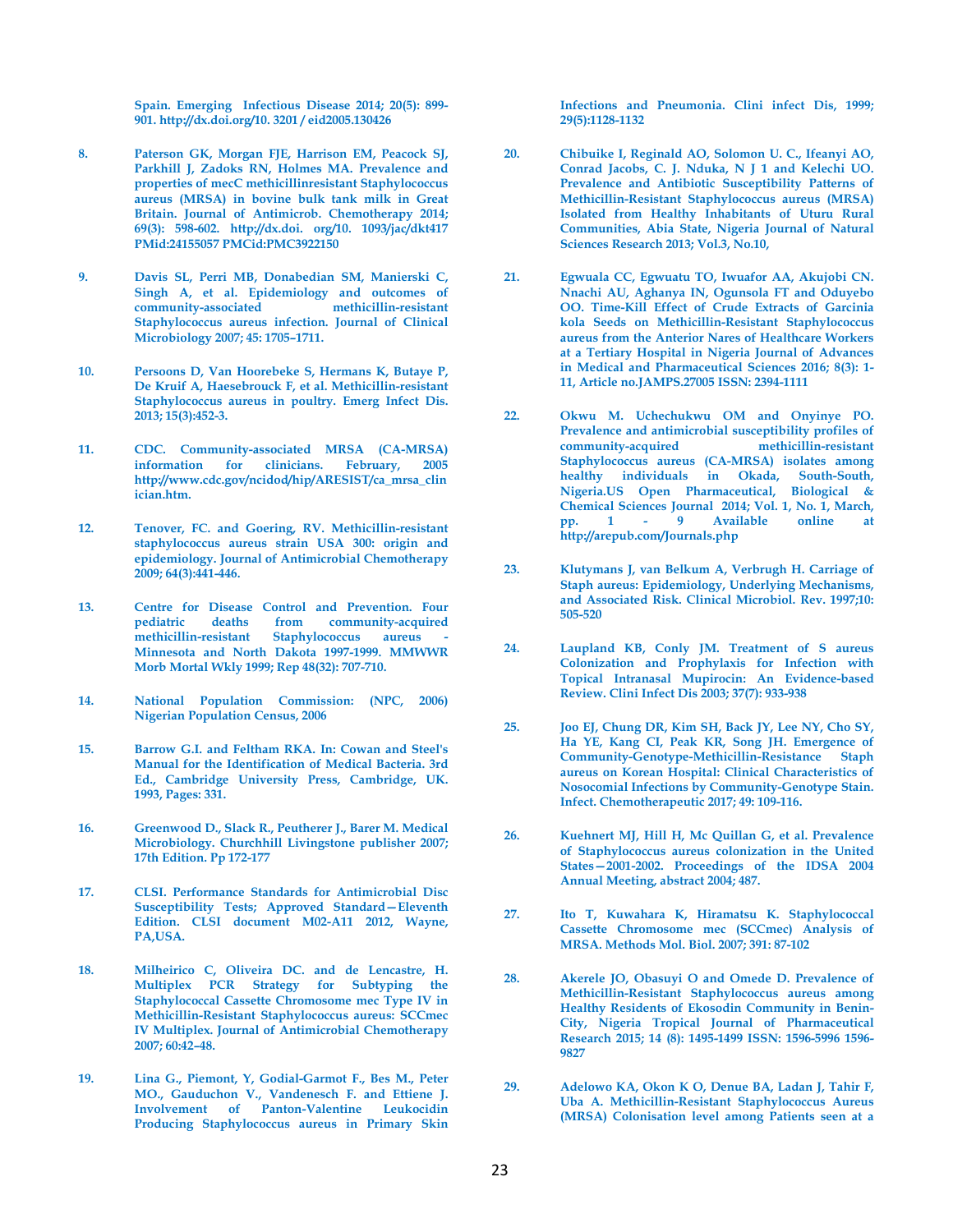Spain. Emerging Infectious Disease 2014; 20(5): 899-901. http://dx.doi.org/10. 3201 / eid2005.130426

8. Paterson GK, Morgan FJE, Harrison EM, Peacock SJ, Parkhill J, Zadoks RN, Holmes MA. Prevalence and properties of mecC methicillinresistant Staphylococcus aureus (MRSA) in bovine bulk tank milk in Great Britain. Journal of Antimicrob. Chemotherapy 2014; 69(3): 598-602. http://dx.doi. org/10. 1093/jac/dkt417 PMid:24155057 PMCid:PMC3922150

9. Davis SL, Perri MB, Donabedian SM, Manierski C, Singh A, et al. Epidemiology and outcomes of community-associated methicillin-resistant Staphylococcus aureus infection. Journal of Clinical Microbiology 2007; 45: 1705–1711.

10. Persoons D, Van Hoorebeke S, Hermans K, Butaye P, De Kruif A, Haesebrouck F, et al. Methicillin-resistant Staphylococcus aureus in poultry. Emerg Infect Dis. 2013; 15(3):452-3.

11. CDC. Community-associated MRSA (CA-MRSA) information for clinicians. February, 2005 http://www.cdc.gov/ncidod/hip/ARESIST/ca_mrsa_clinician.htm.

12. Tenover, FC. and Goering, RV. Methicillin-resistant staphylococcus aureus strain USA 300: origin and epidemiology. Journal of Antimicrobial Chemotherapy 2009; 64(3):441-446.

13. Centre for Disease Control and Prevention. Four pediatric deaths from community-acquired methicillin-resistant Staphylococcus aureus - Minnesota and North Dakota 1997-1999. MMWWR Morb Mortal Wkly 1999; Rep 48(32): 707-710.

14. National Population Commission: (NPC, 2006) Nigerian Population Census, 2006

15. Barrow G.I. and Feltham RKA. In: Cowan and Steel's Manual for the Identification of Medical Bacteria. 3rd Ed., Cambridge University Press, Cambridge, UK. 1993, Pages: 331.

16. Greenwood D., Slack R., Peutherer J., Barer M. Medical Microbiology. Churchhill Livingstone publisher 2007; 17th Edition. Pp 172-177

17. CLSI. Performance Standards for Antimicrobial Disc Susceptibility Tests; Approved Standard—Eleventh Edition. CLSI document M02-A11 2012, Wayne, PA,USA.

18. Milheirico C, Oliveira DC. and de Lencastre, H. Multiplex PCR Strategy for Subtyping the Staphylococcal Cassette Chromosome mec Type IV in Methicillin-Resistant Staphylococcus aureus: SCCmec IV Multiplex. Journal of Antimicrobial Chemotherapy 2007; 60:42–48.

19. Lina G., Piemont, Y, Godial-Garmot F., Bes M., Peter MO., Gauduchon V., Vandenesch F. and Ettiene J. Involvement of Panton-Valentine Leukocidin Producing Staphylococcus aureus in Primary Skin Infections and Pneumonia. Clini infect Dis, 1999; 29(5):1128-1132

20. Chibuike I, Reginald AO, Solomon U. C., Ifeanyi AO, Conrad Jacobs, C. J. Nduka, N J 1 and Kelechi UO. Prevalence and Antibiotic Susceptibility Patterns of Methicillin-Resistant Staphylococcus aureus (MRSA) Isolated from Healthy Inhabitants of Uturu Rural Communities, Abia State, Nigeria Journal of Natural Sciences Research 2013; Vol.3, No.10,

21. Egwuala CC, Egwuatu TO, Iwuafor AA, Akujobi CN. Nnachi AU, Aghanya IN, Ogunsola FT and Oduyebo OO. Time-Kill Effect of Crude Extracts of Garcinia kola Seeds on Methicillin-Resistant Staphylococcus aureus from the Anterior Nares of Healthcare Workers at a Tertiary Hospital in Nigeria Journal of Advances in Medical and Pharmaceutical Sciences 2016; 8(3): 1-11, Article no.JAMPS.27005 ISSN: 2394-1111

22. Okwu M. Uchechukwu OM and Onyinye PO. Prevalence and antimicrobial susceptibility profiles of community-acquired methicillin-resistant Staphylococcus aureus (CA-MRSA) isolates among healthy individuals in Okada, South-South, Nigeria.US Open Pharmaceutical, Biological & Chemical Sciences Journal 2014; Vol. 1, No. 1, March, pp. 1 - 9 Available online at http://arepub.com/Journals.php

23. Klutymans J, van Belkum A, Verbrugh H. Carriage of Staph aureus: Epidemiology, Underlying Mechanisms, and Associated Risk. Clinical Microbiol. Rev. 1997;10: 505-520

24. Laupland KB, Conly JM. Treatment of S aureus Colonization and Prophylaxis for Infection with Topical Intranasal Mupirocin: An Evidence-based Review. Clini Infect Dis 2003; 37(7): 933-938

25. Joo EJ, Chung DR, Kim SH, Back JY, Lee NY, Cho SY, Ha YE, Kang CI, Peak KR, Song JH. Emergence of Community-Genotype-Methicillin-Resistance Staph aureus on Korean Hospital: Clinical Characteristics of Nosocomial Infections by Community-Genotype Stain. Infect. Chemotherapeutic 2017; 49: 109-116.

26. Kuehnert MJ, Hill H, Mc Quillan G, et al. Prevalence of Staphylococcus aureus colonization in the United States—2001-2002. Proceedings of the IDSA 2004 Annual Meeting, abstract 2004; 487.

27. Ito T, Kuwahara K, Hiramatsu K. Staphylococcal Cassette Chromosome mec (SCCmec) Analysis of MRSA. Methods Mol. Biol. 2007; 391: 87-102

28. Akerele JO, Obasuyi O and Omede D. Prevalence of Methicillin-Resistant Staphylococcus aureus among Healthy Residents of Ekosodin Community in Benin-City, Nigeria Tropical Journal of Pharmaceutical Research 2015; 14 (8): 1495-1499 ISSN: 1596-5996 1596-9827

29. Adelowo KA, Okon K O, Denue BA, Ladan J, Tahir F, Uba A. Methicillin-Resistant Staphylococcus Aureus (MRSA) Colonisation level among Patients seen at a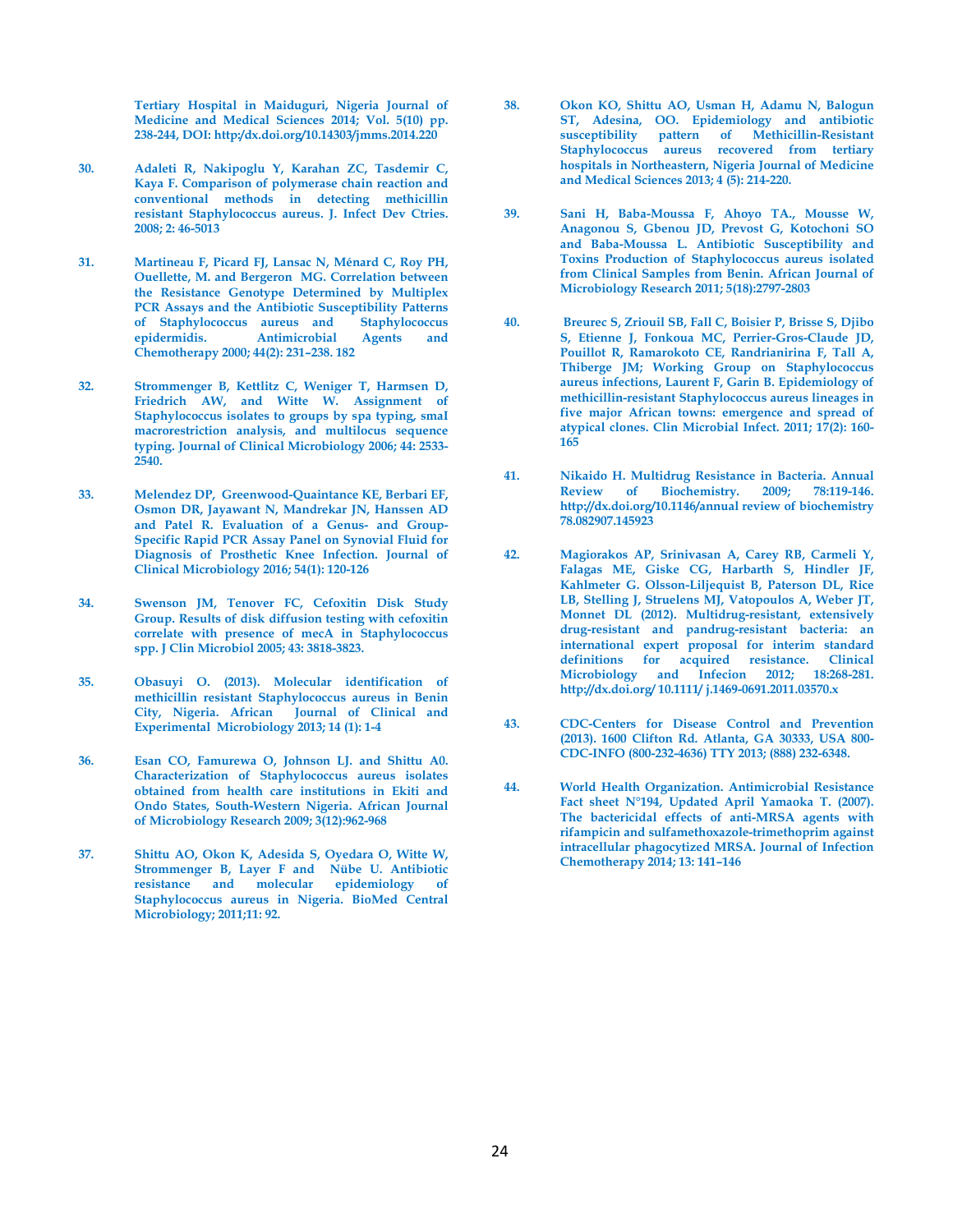Tertiary Hospital in Maiduguri, Nigeria Journal of Medicine and Medical Sciences 2014; Vol. 5(10) pp. 238-244, DOI: http:/dx.doi.org/10.14303/jmms.2014.220

30. Adaleti R, Nakipoglu Y, Karahan ZC, Tasdemir C, Kaya F. Comparison of polymerase chain reaction and conventional methods in detecting methicillin resistant Staphylococcus aureus. J. Infect Dev Ctries. 2008; 2: 46-5013

31. Martineau F, Picard FJ, Lansac N, Ménard C, Roy PH, Ouellette, M. and Bergeron MG. Correlation between the Resistance Genotype Determined by Multiplex PCR Assays and the Antibiotic Susceptibility Patterns of Staphylococcus aureus and Staphylococcus epidermidis. Antimicrobial Agents and Chemotherapy 2000; 44(2): 231–238. 182

32. Strommenger B, Kettlitz C, Weniger T, Harmsen D, Friedrich AW, and Witte W. Assignment of Staphylococcus isolates to groups by spa typing, smaI macrorestriction analysis, and multilocus sequence typing. Journal of Clinical Microbiology 2006; 44: 2533-2540.

33. Melendez DP, Greenwood-Quaintance KE, Berbari EF, Osmon DR, Jayawant N, Mandrekar JN, Hanssen AD and Patel R. Evaluation of a Genus- and Group-Specific Rapid PCR Assay Panel on Synovial Fluid for Diagnosis of Prosthetic Knee Infection. Journal of Clinical Microbiology 2016; 54(1): 120-126

34. Swenson JM, Tenover FC, Cefoxitin Disk Study Group. Results of disk diffusion testing with cefoxitin correlate with presence of mecA in Staphylococcus spp. J Clin Microbiol 2005; 43: 3818-3823.

35. Obasuyi O. (2013). Molecular identification of methicillin resistant Staphylococcus aureus in Benin City, Nigeria. African Journal of Clinical and Experimental Microbiology 2013; 14 (1): 1-4

36. Esan CO, Famurewa O, Johnson LJ. and Shittu A0. Characterization of Staphylococcus aureus isolates obtained from health care institutions in Ekiti and Ondo States, South-Western Nigeria. African Journal of Microbiology Research 2009; 3(12):962-968

37. Shittu AO, Okon K, Adesida S, Oyedara O, Witte W, Strommenger B, Layer F and Nübe U. Antibiotic resistance and molecular epidemiology of Staphylococcus aureus in Nigeria. BioMed Central Microbiology; 2011;11: 92.

38. Okon KO, Shittu AO, Usman H, Adamu N, Balogun ST, Adesina, OO. Epidemiology and antibiotic susceptibility pattern of Methicillin-Resistant Staphylococcus aureus recovered from tertiary hospitals in Northeastern, Nigeria Journal of Medicine and Medical Sciences 2013; 4 (5): 214-220.

39. Sani H, Baba-Moussa F, Ahoyo TA., Mousse W, Anagonou S, Gbenou JD, Prevost G, Kotochoni SO and Baba-Moussa L. Antibiotic Susceptibility and Toxins Production of Staphylococcus aureus isolated from Clinical Samples from Benin. African Journal of Microbiology Research 2011; 5(18):2797-2803

40. Breurec S, Zriouil SB, Fall C, Boisier P, Brisse S, Djibo S, Etienne J, Fonkoua MC, Perrier-Gros-Claude JD, Pouillot R, Ramarokoto CE, Randrianirina F, Tall A, Thiberge JM; Working Group on Staphylococcus aureus infections, Laurent F, Garin B. Epidemiology of methicillin-resistant Staphylococcus aureus lineages in five major African towns: emergence and spread of atypical clones. Clin Microbial Infect. 2011; 17(2): 160-165

41. Nikaido H. Multidrug Resistance in Bacteria. Annual Review of Biochemistry. 2009; 78:119-146. http://dx.doi.org/10.1146/annual review of biochemistry 78.082907.145923

42. Magiorakos AP, Srinivasan A, Carey RB, Carmeli Y, Falagas ME, Giske CG, Harbarth S, Hindler JF, Kahlmeter G. Olsson-Liljequist B, Paterson DL, Rice LB, Stelling J, Struelens MJ, Vatopoulos A, Weber JT, Monnet DL (2012). Multidrug-resistant, extensively drug-resistant and pandrug-resistant bacteria: an international expert proposal for interim standard definitions for acquired resistance. Clinical Microbiology and Infecion 2012; 18:268-281. http://dx.doi.org/ 10.1111/ j.1469-0691.2011.03570.x

43. CDC-Centers for Disease Control and Prevention (2013). 1600 Clifton Rd. Atlanta, GA 30333, USA 800-CDC-INFO (800-232-4636) TTY 2013; (888) 232-6348.

44. World Health Organization. Antimicrobial Resistance Fact sheet N°194, Updated April Yamaoka T. (2007). The bactericidal effects of anti-MRSA agents with rifampicin and sulfamethoxazole-trimethoprim against intracellular phagocytized MRSA. Journal of Infection Chemotherapy 2014; 13: 141–146